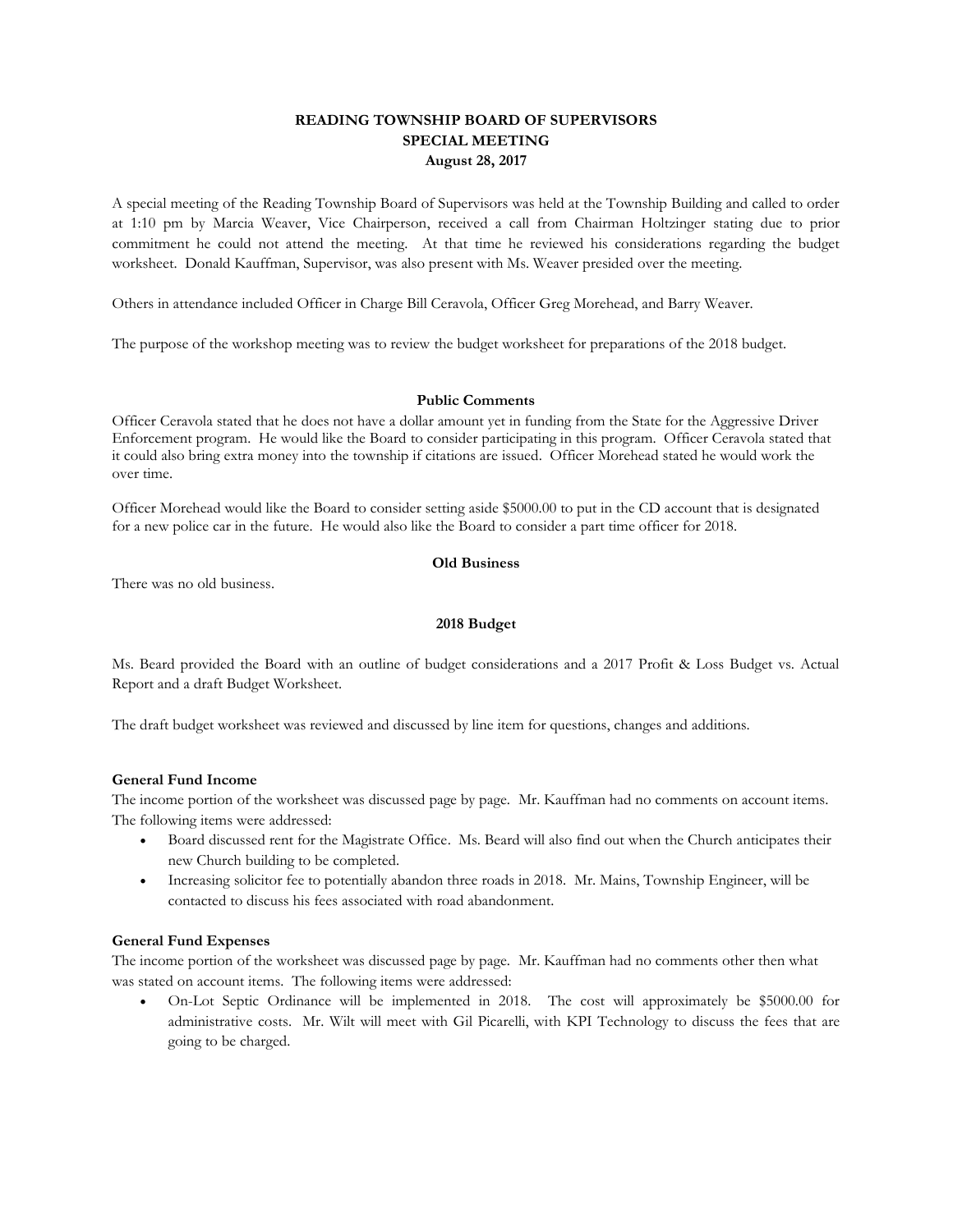# READING TOWNSHIP BOARD OF SUPERVISORS
## SPECIAL MEETING
### August 28, 2017

A special meeting of the Reading Township Board of Supervisors was held at the Township Building and called to order at 1:10 pm by Marcia Weaver, Vice Chairperson, received a call from Chairman Holtzinger stating due to prior commitment he could not attend the meeting. At that time he reviewed his considerations regarding the budget worksheet. Donald Kauffman, Supervisor, was also present with Ms. Weaver presided over the meeting.

Others in attendance included Officer in Charge Bill Ceravola, Officer Greg Morehead, and Barry Weaver.

The purpose of the workshop meeting was to review the budget worksheet for preparations of the 2018 budget.

**Public Comments**

Officer Ceravola stated that he does not have a dollar amount yet in funding from the State for the Aggressive Driver Enforcement program. He would like the Board to consider participating in this program. Officer Ceravola stated that it could also bring extra money into the township if citations are issued. Officer Morehead stated he would work the over time.

Officer Morehead would like the Board to consider setting aside $5000.00 to put in the CD account that is designated for a new police car in the future. He would also like the Board to consider a part time officer for 2018.

**Old Business**

There was no old business.

**2018 Budget**

Ms. Beard provided the Board with an outline of budget considerations and a 2017 Profit & Loss Budget vs. Actual Report and a draft Budget Worksheet.

The draft budget worksheet was reviewed and discussed by line item for questions, changes and additions.

**General Fund Income**

The income portion of the worksheet was discussed page by page. Mr. Kauffman had no comments on account items. The following items were addressed:

- Board discussed rent for the Magistrate Office. Ms. Beard will also find out when the Church anticipates their new Church building to be completed.
- Increasing solicitor fee to potentially abandon three roads in 2018. Mr. Mains, Township Engineer, will be contacted to discuss his fees associated with road abandonment.

**General Fund Expenses**

The income portion of the worksheet was discussed page by page. Mr. Kauffman had no comments other then what was stated on account items. The following items were addressed:

- On-Lot Septic Ordinance will be implemented in 2018. The cost will approximately be $5000.00 for administrative costs. Mr. Wilt will meet with Gil Picarelli, with KPI Technology to discuss the fees that are going to be charged.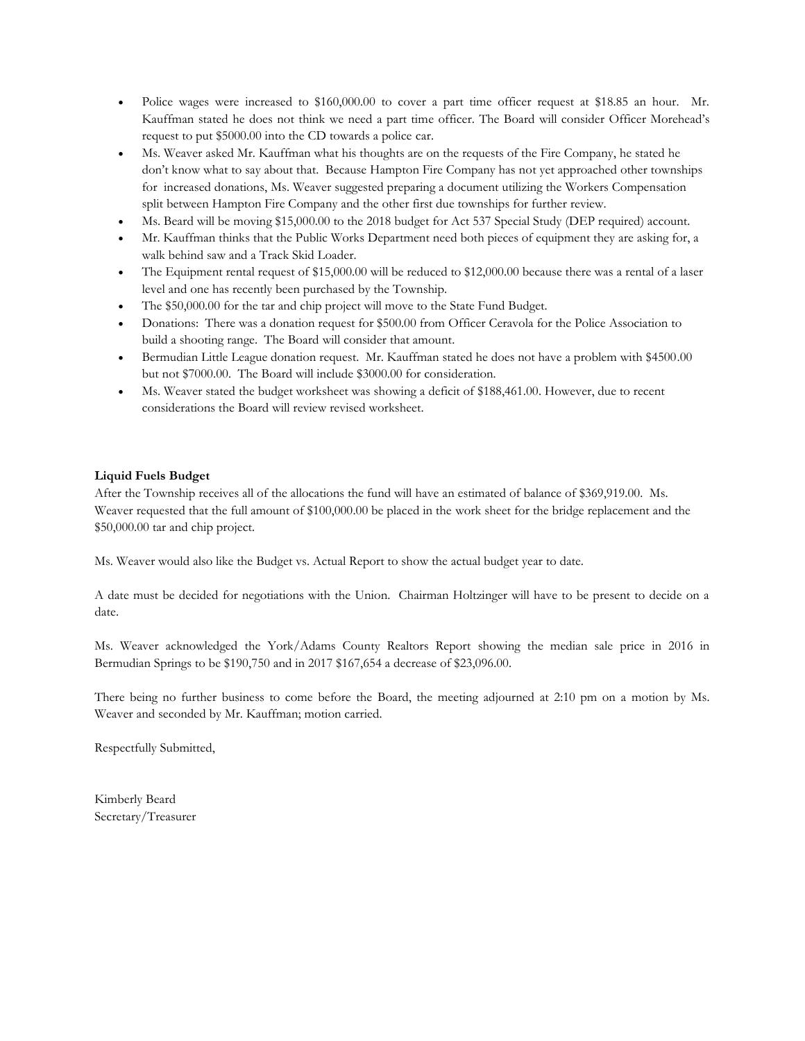- Police wages were increased to $160,000.00 to cover a part time officer request at $18.85 an hour. Mr. Kauffman stated he does not think we need a part time officer. The Board will consider Officer Morehead's request to put $5000.00 into the CD towards a police car.
- Ms. Weaver asked Mr. Kauffman what his thoughts are on the requests of the Fire Company, he stated he don't know what to say about that. Because Hampton Fire Company has not yet approached other townships for increased donations, Ms. Weaver suggested preparing a document utilizing the Workers Compensation split between Hampton Fire Company and the other first due townships for further review.
- Ms. Beard will be moving $15,000.00 to the 2018 budget for Act 537 Special Study (DEP required) account.
- Mr. Kauffman thinks that the Public Works Department need both pieces of equipment they are asking for, a walk behind saw and a Track Skid Loader.
- The Equipment rental request of $15,000.00 will be reduced to $12,000.00 because there was a rental of a laser level and one has recently been purchased by the Township.
- The $50,000.00 for the tar and chip project will move to the State Fund Budget.
- Donations: There was a donation request for $500.00 from Officer Ceravola for the Police Association to build a shooting range. The Board will consider that amount.
- Bermudian Little League donation request. Mr. Kauffman stated he does not have a problem with $4500.00 but not $7000.00. The Board will include $3000.00 for consideration.
- Ms. Weaver stated the budget worksheet was showing a deficit of $188,461.00. However, due to recent considerations the Board will review revised worksheet.

**Liquid Fuels Budget**

After the Township receives all of the allocations the fund will have an estimated of balance of $369,919.00. Ms. Weaver requested that the full amount of $100,000.00 be placed in the work sheet for the bridge replacement and the $50,000.00 tar and chip project.

Ms. Weaver would also like the Budget vs. Actual Report to show the actual budget year to date.

A date must be decided for negotiations with the Union. Chairman Holtzinger will have to be present to decide on a date.

Ms. Weaver acknowledged the York/Adams County Realtors Report showing the median sale price in 2016 in Bermudian Springs to be $190,750 and in 2017 $167,654 a decrease of $23,096.00.

There being no further business to come before the Board, the meeting adjourned at 2:10 pm on a motion by Ms. Weaver and seconded by Mr. Kauffman; motion carried.

Respectfully Submitted,

Kimberly Beard
Secretary/Treasurer